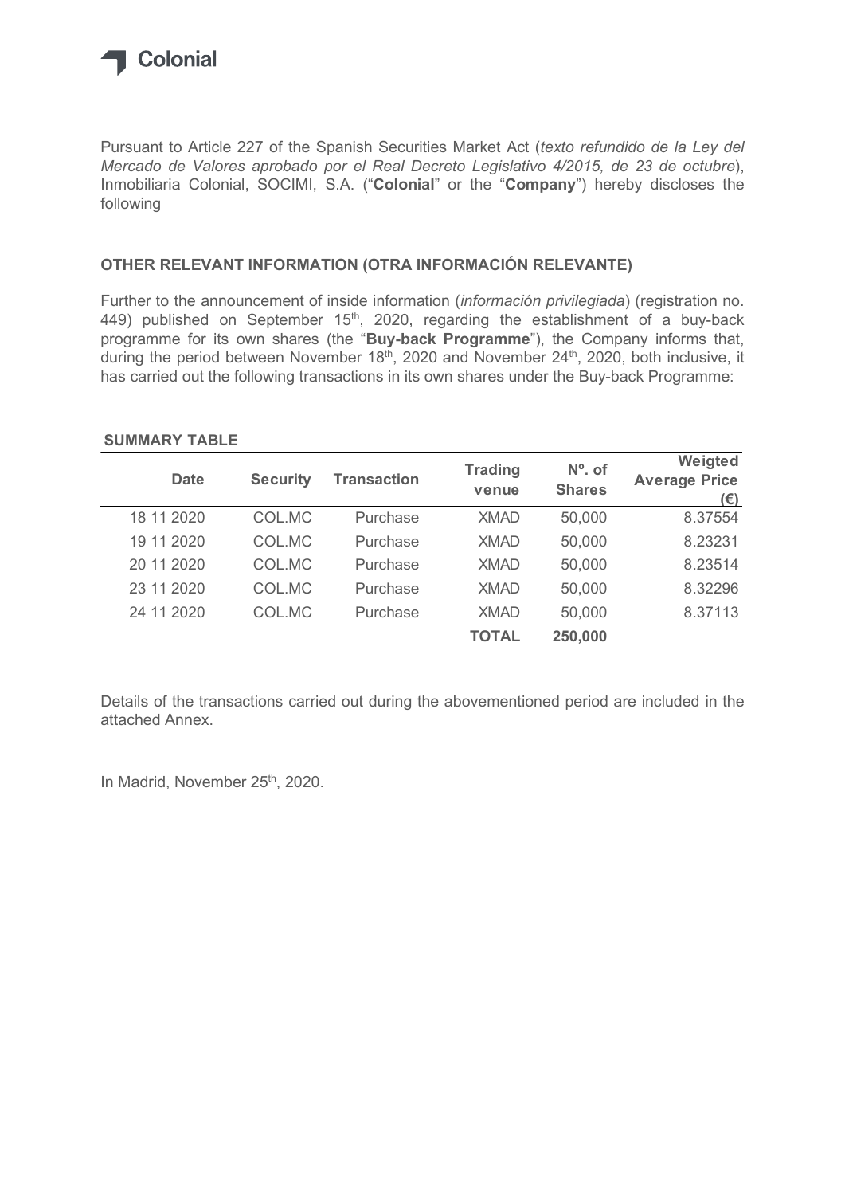Colonial

Pursuant to Article 227 of the Spanish Securities Market Act (*texto refundido de la Ley del Mercado de Valores aprobado por el Real Decreto Legislativo 4/2015, de 23 de octubre*), Inmobiliaria Colonial, SOCIMI, S.A. ("**Colonial**" or the "**Company**") hereby discloses the following

## OTHER RELEVANT INFORMATION (OTRA INFORMACIÓN RELEVANTE)

Further to the announcement of inside information (*información privilegiada*) (registration no. 449) published on September 15th, 2020, regarding the establishment of a buy-back programme for its own shares (the "**Buy-back Programme**"), the Company informs that, during the period between November 18th, 2020 and November 24th, 2020, both inclusive, it has carried out the following transactions in its own shares under the Buy-back Programme:

**SUMMARY TABLE**

| Date | Security | Transaction | Trading venue | Nº. of Shares | Weigted Average Price (€) |
|---|---|---|---|---|---|
| 18 11 2020 | COL.MC | Purchase | XMAD | 50,000 | 8.37554 |
| 19 11 2020 | COL.MC | Purchase | XMAD | 50,000 | 8.23231 |
| 20 11 2020 | COL.MC | Purchase | XMAD | 50,000 | 8.23514 |
| 23 11 2020 | COL.MC | Purchase | XMAD | 50,000 | 8.32296 |
| 24 11 2020 | COL.MC | Purchase | XMAD | 50,000 | 8.37113 |
| | | | **TOTAL** | **250,000** | |

Details of the transactions carried out during the abovementioned period are included in the attached Annex.

In Madrid, November 25th, 2020.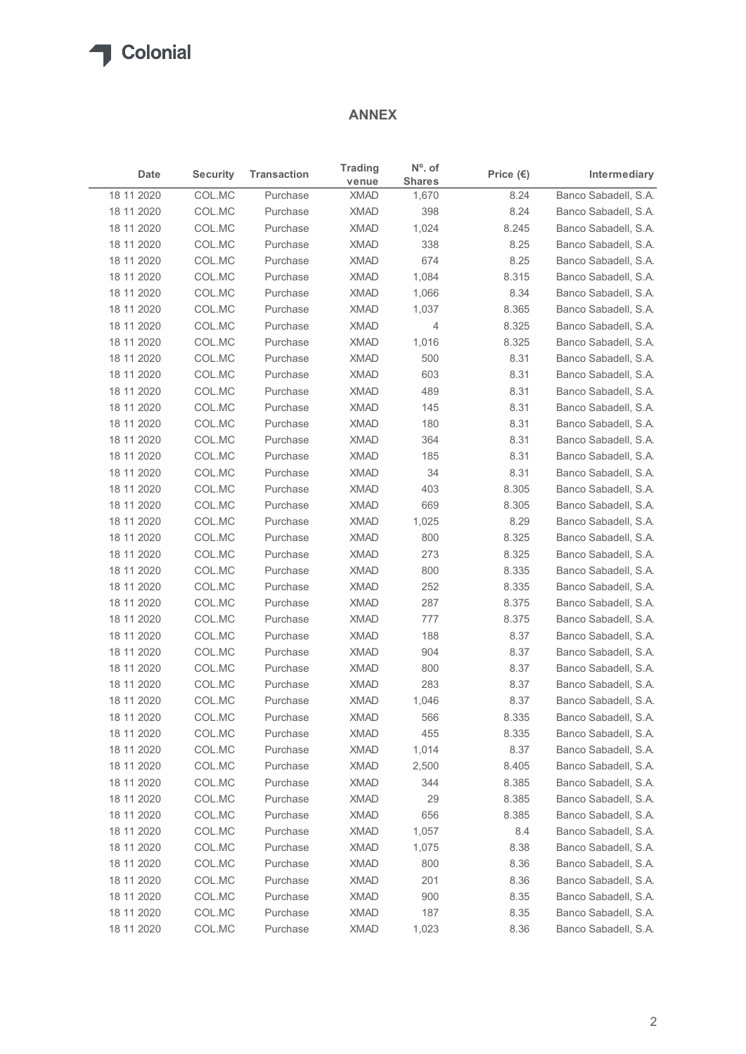## ANNEX

| Date | Security | Transaction | Trading venue | Nº. of Shares | Price (€) | Intermediary |
|---|---|---|---|---|---|---|
| 18 11 2020 | COL.MC | Purchase | XMAD | 1,670 | 8.24 | Banco Sabadell, S.A. |
| 18 11 2020 | COL.MC | Purchase | XMAD | 398 | 8.24 | Banco Sabadell, S.A. |
| 18 11 2020 | COL.MC | Purchase | XMAD | 1,024 | 8.245 | Banco Sabadell, S.A. |
| 18 11 2020 | COL.MC | Purchase | XMAD | 338 | 8.25 | Banco Sabadell, S.A. |
| 18 11 2020 | COL.MC | Purchase | XMAD | 674 | 8.25 | Banco Sabadell, S.A. |
| 18 11 2020 | COL.MC | Purchase | XMAD | 1,084 | 8.315 | Banco Sabadell, S.A. |
| 18 11 2020 | COL.MC | Purchase | XMAD | 1,066 | 8.34 | Banco Sabadell, S.A. |
| 18 11 2020 | COL.MC | Purchase | XMAD | 1,037 | 8.365 | Banco Sabadell, S.A. |
| 18 11 2020 | COL.MC | Purchase | XMAD | 4 | 8.325 | Banco Sabadell, S.A. |
| 18 11 2020 | COL.MC | Purchase | XMAD | 1,016 | 8.325 | Banco Sabadell, S.A. |
| 18 11 2020 | COL.MC | Purchase | XMAD | 500 | 8.31 | Banco Sabadell, S.A. |
| 18 11 2020 | COL.MC | Purchase | XMAD | 603 | 8.31 | Banco Sabadell, S.A. |
| 18 11 2020 | COL.MC | Purchase | XMAD | 489 | 8.31 | Banco Sabadell, S.A. |
| 18 11 2020 | COL.MC | Purchase | XMAD | 145 | 8.31 | Banco Sabadell, S.A. |
| 18 11 2020 | COL.MC | Purchase | XMAD | 180 | 8.31 | Banco Sabadell, S.A. |
| 18 11 2020 | COL.MC | Purchase | XMAD | 364 | 8.31 | Banco Sabadell, S.A. |
| 18 11 2020 | COL.MC | Purchase | XMAD | 185 | 8.31 | Banco Sabadell, S.A. |
| 18 11 2020 | COL.MC | Purchase | XMAD | 34 | 8.31 | Banco Sabadell, S.A. |
| 18 11 2020 | COL.MC | Purchase | XMAD | 403 | 8.305 | Banco Sabadell, S.A. |
| 18 11 2020 | COL.MC | Purchase | XMAD | 669 | 8.305 | Banco Sabadell, S.A. |
| 18 11 2020 | COL.MC | Purchase | XMAD | 1,025 | 8.29 | Banco Sabadell, S.A. |
| 18 11 2020 | COL.MC | Purchase | XMAD | 800 | 8.325 | Banco Sabadell, S.A. |
| 18 11 2020 | COL.MC | Purchase | XMAD | 273 | 8.325 | Banco Sabadell, S.A. |
| 18 11 2020 | COL.MC | Purchase | XMAD | 800 | 8.335 | Banco Sabadell, S.A. |
| 18 11 2020 | COL.MC | Purchase | XMAD | 252 | 8.335 | Banco Sabadell, S.A. |
| 18 11 2020 | COL.MC | Purchase | XMAD | 287 | 8.375 | Banco Sabadell, S.A. |
| 18 11 2020 | COL.MC | Purchase | XMAD | 777 | 8.375 | Banco Sabadell, S.A. |
| 18 11 2020 | COL.MC | Purchase | XMAD | 188 | 8.37 | Banco Sabadell, S.A. |
| 18 11 2020 | COL.MC | Purchase | XMAD | 904 | 8.37 | Banco Sabadell, S.A. |
| 18 11 2020 | COL.MC | Purchase | XMAD | 800 | 8.37 | Banco Sabadell, S.A. |
| 18 11 2020 | COL.MC | Purchase | XMAD | 283 | 8.37 | Banco Sabadell, S.A. |
| 18 11 2020 | COL.MC | Purchase | XMAD | 1,046 | 8.37 | Banco Sabadell, S.A. |
| 18 11 2020 | COL.MC | Purchase | XMAD | 566 | 8.335 | Banco Sabadell, S.A. |
| 18 11 2020 | COL.MC | Purchase | XMAD | 455 | 8.335 | Banco Sabadell, S.A. |
| 18 11 2020 | COL.MC | Purchase | XMAD | 1,014 | 8.37 | Banco Sabadell, S.A. |
| 18 11 2020 | COL.MC | Purchase | XMAD | 2,500 | 8.405 | Banco Sabadell, S.A. |
| 18 11 2020 | COL.MC | Purchase | XMAD | 344 | 8.385 | Banco Sabadell, S.A. |
| 18 11 2020 | COL.MC | Purchase | XMAD | 29 | 8.385 | Banco Sabadell, S.A. |
| 18 11 2020 | COL.MC | Purchase | XMAD | 656 | 8.385 | Banco Sabadell, S.A. |
| 18 11 2020 | COL.MC | Purchase | XMAD | 1,057 | 8.4 | Banco Sabadell, S.A. |
| 18 11 2020 | COL.MC | Purchase | XMAD | 1,075 | 8.38 | Banco Sabadell, S.A. |
| 18 11 2020 | COL.MC | Purchase | XMAD | 800 | 8.36 | Banco Sabadell, S.A. |
| 18 11 2020 | COL.MC | Purchase | XMAD | 201 | 8.36 | Banco Sabadell, S.A. |
| 18 11 2020 | COL.MC | Purchase | XMAD | 900 | 8.35 | Banco Sabadell, S.A. |
| 18 11 2020 | COL.MC | Purchase | XMAD | 187 | 8.35 | Banco Sabadell, S.A. |
| 18 11 2020 | COL.MC | Purchase | XMAD | 1,023 | 8.36 | Banco Sabadell, S.A. |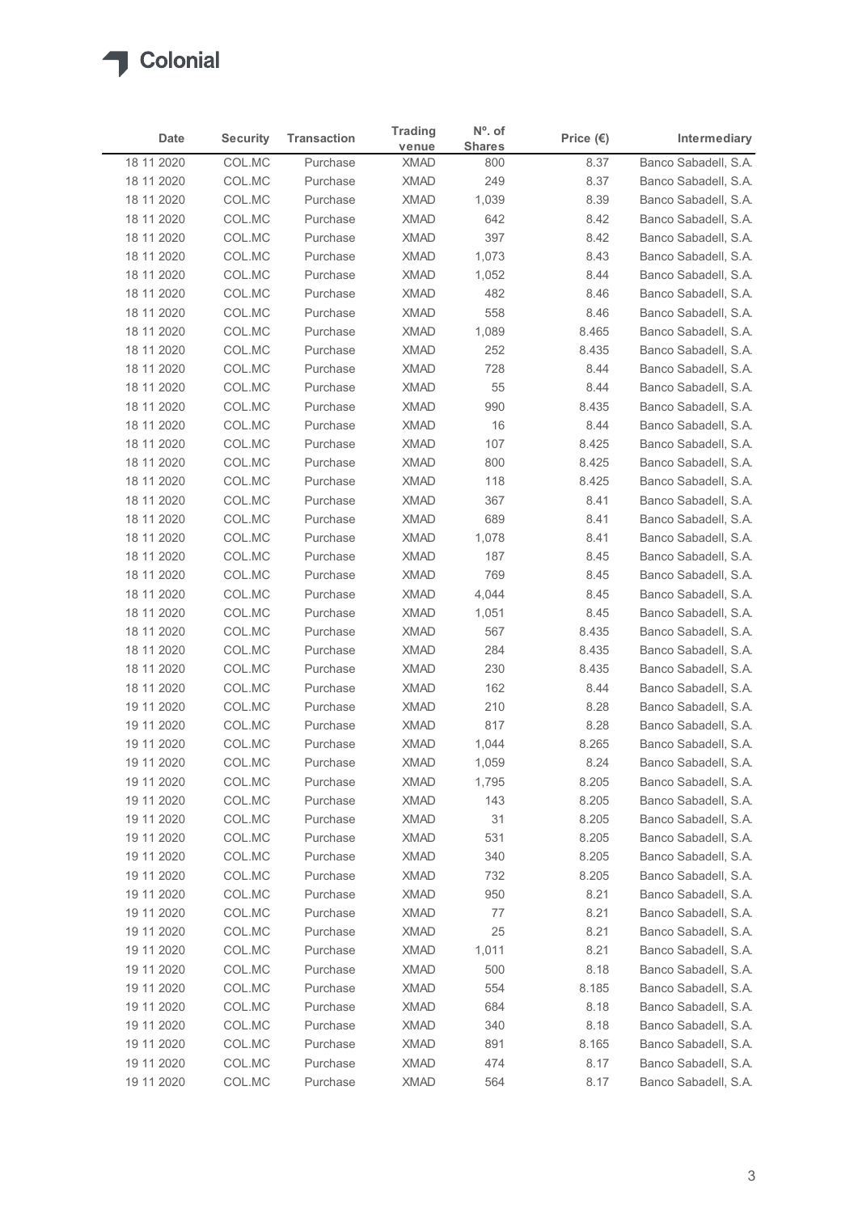| Date | Security | Transaction | Trading venue | Nº. of Shares | Price (€) | Intermediary |
|---|---|---|---|---|---|---|
| 18 11 2020 | COL.MC | Purchase | XMAD | 800 | 8.37 | Banco Sabadell, S.A. |
| 18 11 2020 | COL.MC | Purchase | XMAD | 249 | 8.37 | Banco Sabadell, S.A. |
| 18 11 2020 | COL.MC | Purchase | XMAD | 1,039 | 8.39 | Banco Sabadell, S.A. |
| 18 11 2020 | COL.MC | Purchase | XMAD | 642 | 8.42 | Banco Sabadell, S.A. |
| 18 11 2020 | COL.MC | Purchase | XMAD | 397 | 8.42 | Banco Sabadell, S.A. |
| 18 11 2020 | COL.MC | Purchase | XMAD | 1,073 | 8.43 | Banco Sabadell, S.A. |
| 18 11 2020 | COL.MC | Purchase | XMAD | 1,052 | 8.44 | Banco Sabadell, S.A. |
| 18 11 2020 | COL.MC | Purchase | XMAD | 482 | 8.46 | Banco Sabadell, S.A. |
| 18 11 2020 | COL.MC | Purchase | XMAD | 558 | 8.46 | Banco Sabadell, S.A. |
| 18 11 2020 | COL.MC | Purchase | XMAD | 1,089 | 8.465 | Banco Sabadell, S.A. |
| 18 11 2020 | COL.MC | Purchase | XMAD | 252 | 8.435 | Banco Sabadell, S.A. |
| 18 11 2020 | COL.MC | Purchase | XMAD | 728 | 8.44 | Banco Sabadell, S.A. |
| 18 11 2020 | COL.MC | Purchase | XMAD | 55 | 8.44 | Banco Sabadell, S.A. |
| 18 11 2020 | COL.MC | Purchase | XMAD | 990 | 8.435 | Banco Sabadell, S.A. |
| 18 11 2020 | COL.MC | Purchase | XMAD | 16 | 8.44 | Banco Sabadell, S.A. |
| 18 11 2020 | COL.MC | Purchase | XMAD | 107 | 8.425 | Banco Sabadell, S.A. |
| 18 11 2020 | COL.MC | Purchase | XMAD | 800 | 8.425 | Banco Sabadell, S.A. |
| 18 11 2020 | COL.MC | Purchase | XMAD | 118 | 8.425 | Banco Sabadell, S.A. |
| 18 11 2020 | COL.MC | Purchase | XMAD | 367 | 8.41 | Banco Sabadell, S.A. |
| 18 11 2020 | COL.MC | Purchase | XMAD | 689 | 8.41 | Banco Sabadell, S.A. |
| 18 11 2020 | COL.MC | Purchase | XMAD | 1,078 | 8.41 | Banco Sabadell, S.A. |
| 18 11 2020 | COL.MC | Purchase | XMAD | 187 | 8.45 | Banco Sabadell, S.A. |
| 18 11 2020 | COL.MC | Purchase | XMAD | 769 | 8.45 | Banco Sabadell, S.A. |
| 18 11 2020 | COL.MC | Purchase | XMAD | 4,044 | 8.45 | Banco Sabadell, S.A. |
| 18 11 2020 | COL.MC | Purchase | XMAD | 1,051 | 8.45 | Banco Sabadell, S.A. |
| 18 11 2020 | COL.MC | Purchase | XMAD | 567 | 8.435 | Banco Sabadell, S.A. |
| 18 11 2020 | COL.MC | Purchase | XMAD | 284 | 8.435 | Banco Sabadell, S.A. |
| 18 11 2020 | COL.MC | Purchase | XMAD | 230 | 8.435 | Banco Sabadell, S.A. |
| 18 11 2020 | COL.MC | Purchase | XMAD | 162 | 8.44 | Banco Sabadell, S.A. |
| 19 11 2020 | COL.MC | Purchase | XMAD | 210 | 8.28 | Banco Sabadell, S.A. |
| 19 11 2020 | COL.MC | Purchase | XMAD | 817 | 8.28 | Banco Sabadell, S.A. |
| 19 11 2020 | COL.MC | Purchase | XMAD | 1,044 | 8.265 | Banco Sabadell, S.A. |
| 19 11 2020 | COL.MC | Purchase | XMAD | 1,059 | 8.24 | Banco Sabadell, S.A. |
| 19 11 2020 | COL.MC | Purchase | XMAD | 1,795 | 8.205 | Banco Sabadell, S.A. |
| 19 11 2020 | COL.MC | Purchase | XMAD | 143 | 8.205 | Banco Sabadell, S.A. |
| 19 11 2020 | COL.MC | Purchase | XMAD | 31 | 8.205 | Banco Sabadell, S.A. |
| 19 11 2020 | COL.MC | Purchase | XMAD | 531 | 8.205 | Banco Sabadell, S.A. |
| 19 11 2020 | COL.MC | Purchase | XMAD | 340 | 8.205 | Banco Sabadell, S.A. |
| 19 11 2020 | COL.MC | Purchase | XMAD | 732 | 8.205 | Banco Sabadell, S.A. |
| 19 11 2020 | COL.MC | Purchase | XMAD | 950 | 8.21 | Banco Sabadell, S.A. |
| 19 11 2020 | COL.MC | Purchase | XMAD | 77 | 8.21 | Banco Sabadell, S.A. |
| 19 11 2020 | COL.MC | Purchase | XMAD | 25 | 8.21 | Banco Sabadell, S.A. |
| 19 11 2020 | COL.MC | Purchase | XMAD | 1,011 | 8.21 | Banco Sabadell, S.A. |
| 19 11 2020 | COL.MC | Purchase | XMAD | 500 | 8.18 | Banco Sabadell, S.A. |
| 19 11 2020 | COL.MC | Purchase | XMAD | 554 | 8.185 | Banco Sabadell, S.A. |
| 19 11 2020 | COL.MC | Purchase | XMAD | 684 | 8.18 | Banco Sabadell, S.A. |
| 19 11 2020 | COL.MC | Purchase | XMAD | 340 | 8.18 | Banco Sabadell, S.A. |
| 19 11 2020 | COL.MC | Purchase | XMAD | 891 | 8.165 | Banco Sabadell, S.A. |
| 19 11 2020 | COL.MC | Purchase | XMAD | 474 | 8.17 | Banco Sabadell, S.A. |
| 19 11 2020 | COL.MC | Purchase | XMAD | 564 | 8.17 | Banco Sabadell, S.A. |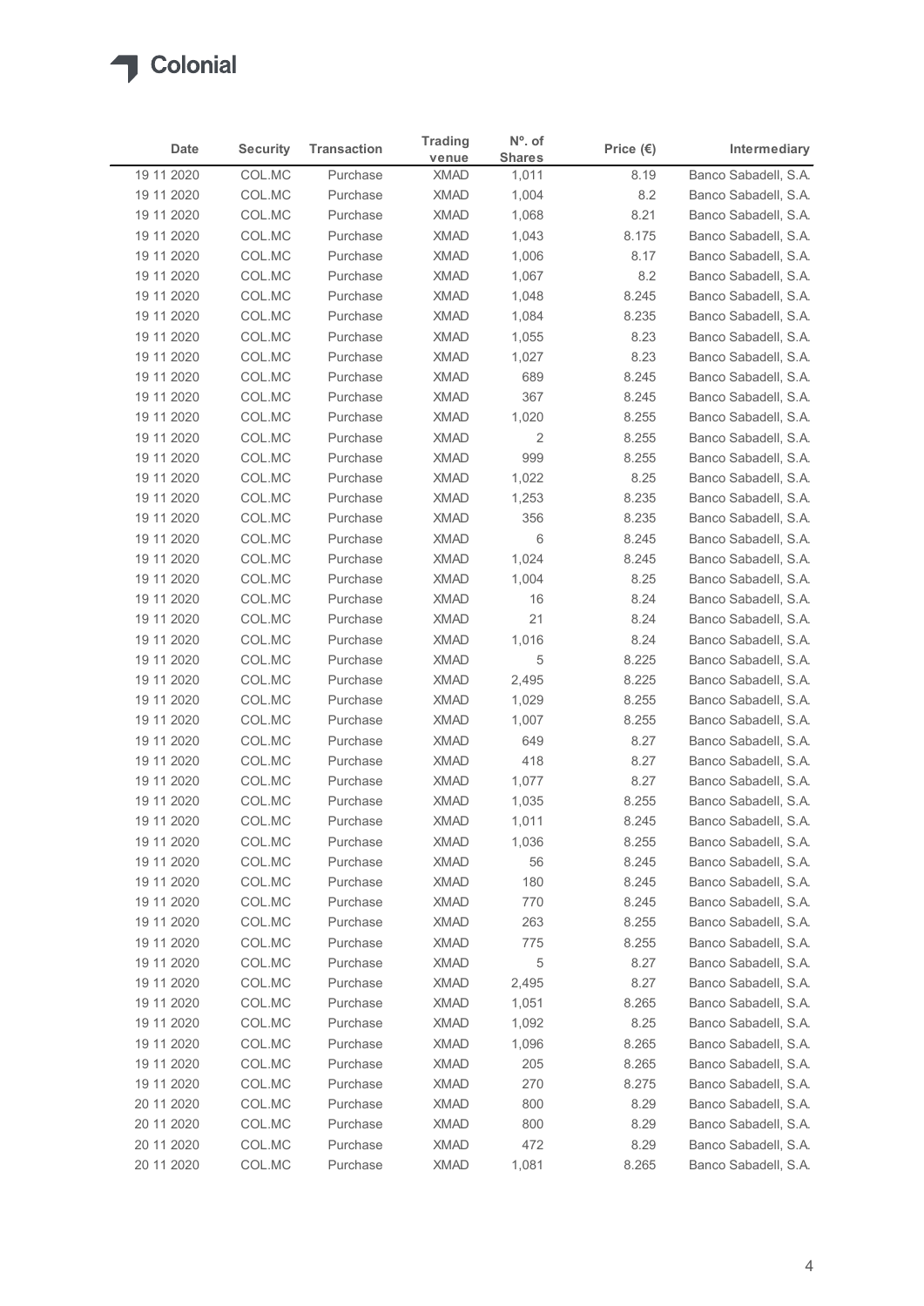| Date | Security | Transaction | Trading venue | Nº. of Shares | Price (€) | Intermediary |
|---|---|---|---|---|---|---|
| 19 11 2020 | COL.MC | Purchase | XMAD | 1,011 | 8.19 | Banco Sabadell, S.A. |
| 19 11 2020 | COL.MC | Purchase | XMAD | 1,004 | 8.2 | Banco Sabadell, S.A. |
| 19 11 2020 | COL.MC | Purchase | XMAD | 1,068 | 8.21 | Banco Sabadell, S.A. |
| 19 11 2020 | COL.MC | Purchase | XMAD | 1,043 | 8.175 | Banco Sabadell, S.A. |
| 19 11 2020 | COL.MC | Purchase | XMAD | 1,006 | 8.17 | Banco Sabadell, S.A. |
| 19 11 2020 | COL.MC | Purchase | XMAD | 1,067 | 8.2 | Banco Sabadell, S.A. |
| 19 11 2020 | COL.MC | Purchase | XMAD | 1,048 | 8.245 | Banco Sabadell, S.A. |
| 19 11 2020 | COL.MC | Purchase | XMAD | 1,084 | 8.235 | Banco Sabadell, S.A. |
| 19 11 2020 | COL.MC | Purchase | XMAD | 1,055 | 8.23 | Banco Sabadell, S.A. |
| 19 11 2020 | COL.MC | Purchase | XMAD | 1,027 | 8.23 | Banco Sabadell, S.A. |
| 19 11 2020 | COL.MC | Purchase | XMAD | 689 | 8.245 | Banco Sabadell, S.A. |
| 19 11 2020 | COL.MC | Purchase | XMAD | 367 | 8.245 | Banco Sabadell, S.A. |
| 19 11 2020 | COL.MC | Purchase | XMAD | 1,020 | 8.255 | Banco Sabadell, S.A. |
| 19 11 2020 | COL.MC | Purchase | XMAD | 2 | 8.255 | Banco Sabadell, S.A. |
| 19 11 2020 | COL.MC | Purchase | XMAD | 999 | 8.255 | Banco Sabadell, S.A. |
| 19 11 2020 | COL.MC | Purchase | XMAD | 1,022 | 8.25 | Banco Sabadell, S.A. |
| 19 11 2020 | COL.MC | Purchase | XMAD | 1,253 | 8.235 | Banco Sabadell, S.A. |
| 19 11 2020 | COL.MC | Purchase | XMAD | 356 | 8.235 | Banco Sabadell, S.A. |
| 19 11 2020 | COL.MC | Purchase | XMAD | 6 | 8.245 | Banco Sabadell, S.A. |
| 19 11 2020 | COL.MC | Purchase | XMAD | 1,024 | 8.245 | Banco Sabadell, S.A. |
| 19 11 2020 | COL.MC | Purchase | XMAD | 1,004 | 8.25 | Banco Sabadell, S.A. |
| 19 11 2020 | COL.MC | Purchase | XMAD | 16 | 8.24 | Banco Sabadell, S.A. |
| 19 11 2020 | COL.MC | Purchase | XMAD | 21 | 8.24 | Banco Sabadell, S.A. |
| 19 11 2020 | COL.MC | Purchase | XMAD | 1,016 | 8.24 | Banco Sabadell, S.A. |
| 19 11 2020 | COL.MC | Purchase | XMAD | 5 | 8.225 | Banco Sabadell, S.A. |
| 19 11 2020 | COL.MC | Purchase | XMAD | 2,495 | 8.225 | Banco Sabadell, S.A. |
| 19 11 2020 | COL.MC | Purchase | XMAD | 1,029 | 8.255 | Banco Sabadell, S.A. |
| 19 11 2020 | COL.MC | Purchase | XMAD | 1,007 | 8.255 | Banco Sabadell, S.A. |
| 19 11 2020 | COL.MC | Purchase | XMAD | 649 | 8.27 | Banco Sabadell, S.A. |
| 19 11 2020 | COL.MC | Purchase | XMAD | 418 | 8.27 | Banco Sabadell, S.A. |
| 19 11 2020 | COL.MC | Purchase | XMAD | 1,077 | 8.27 | Banco Sabadell, S.A. |
| 19 11 2020 | COL.MC | Purchase | XMAD | 1,035 | 8.255 | Banco Sabadell, S.A. |
| 19 11 2020 | COL.MC | Purchase | XMAD | 1,011 | 8.245 | Banco Sabadell, S.A. |
| 19 11 2020 | COL.MC | Purchase | XMAD | 1,036 | 8.255 | Banco Sabadell, S.A. |
| 19 11 2020 | COL.MC | Purchase | XMAD | 56 | 8.245 | Banco Sabadell, S.A. |
| 19 11 2020 | COL.MC | Purchase | XMAD | 180 | 8.245 | Banco Sabadell, S.A. |
| 19 11 2020 | COL.MC | Purchase | XMAD | 770 | 8.245 | Banco Sabadell, S.A. |
| 19 11 2020 | COL.MC | Purchase | XMAD | 263 | 8.255 | Banco Sabadell, S.A. |
| 19 11 2020 | COL.MC | Purchase | XMAD | 775 | 8.255 | Banco Sabadell, S.A. |
| 19 11 2020 | COL.MC | Purchase | XMAD | 5 | 8.27 | Banco Sabadell, S.A. |
| 19 11 2020 | COL.MC | Purchase | XMAD | 2,495 | 8.27 | Banco Sabadell, S.A. |
| 19 11 2020 | COL.MC | Purchase | XMAD | 1,051 | 8.265 | Banco Sabadell, S.A. |
| 19 11 2020 | COL.MC | Purchase | XMAD | 1,092 | 8.25 | Banco Sabadell, S.A. |
| 19 11 2020 | COL.MC | Purchase | XMAD | 1,096 | 8.265 | Banco Sabadell, S.A. |
| 19 11 2020 | COL.MC | Purchase | XMAD | 205 | 8.265 | Banco Sabadell, S.A. |
| 19 11 2020 | COL.MC | Purchase | XMAD | 270 | 8.275 | Banco Sabadell, S.A. |
| 20 11 2020 | COL.MC | Purchase | XMAD | 800 | 8.29 | Banco Sabadell, S.A. |
| 20 11 2020 | COL.MC | Purchase | XMAD | 800 | 8.29 | Banco Sabadell, S.A. |
| 20 11 2020 | COL.MC | Purchase | XMAD | 472 | 8.29 | Banco Sabadell, S.A. |
| 20 11 2020 | COL.MC | Purchase | XMAD | 1,081 | 8.265 | Banco Sabadell, S.A. |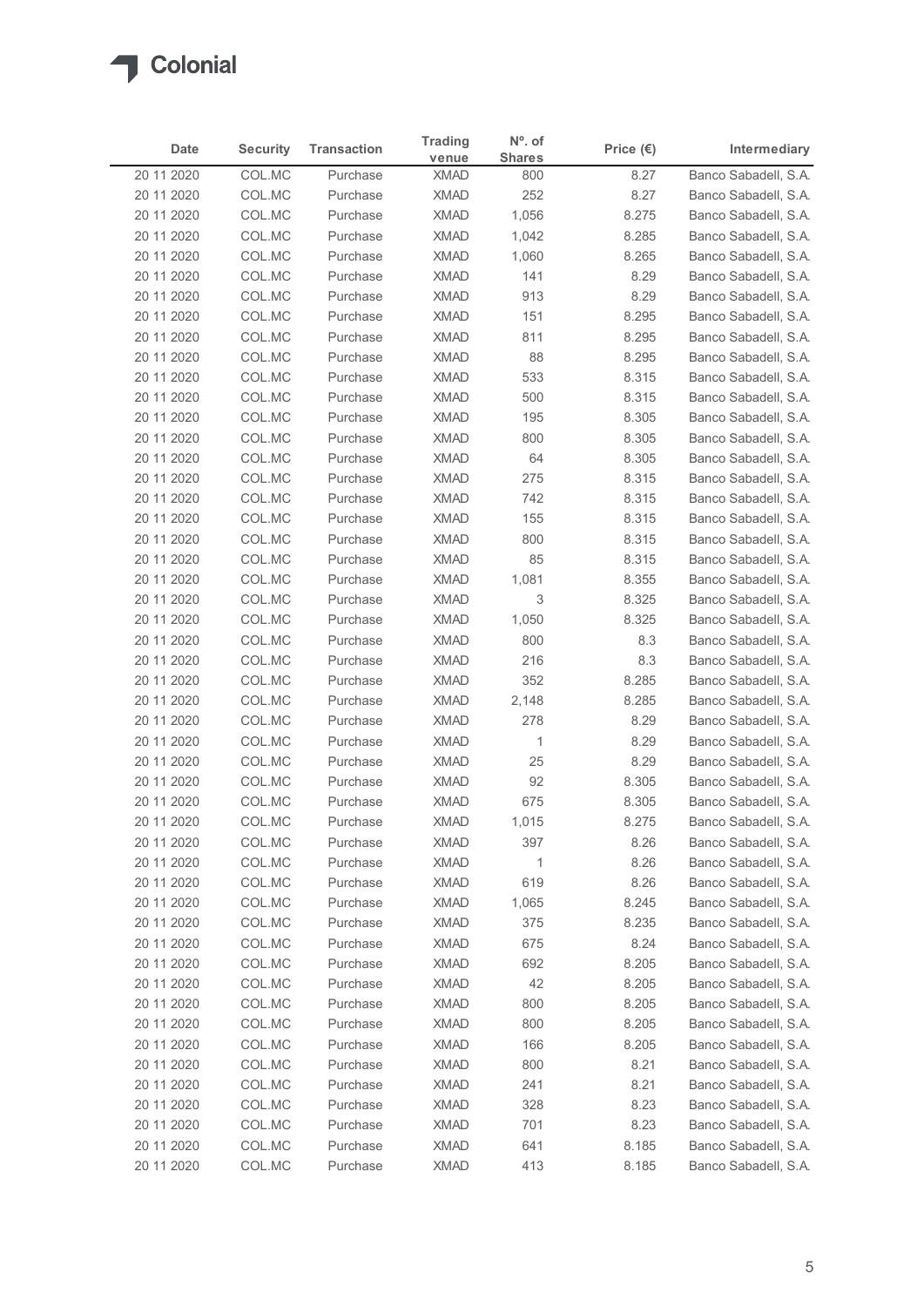| Date | Security | Transaction | Trading venue | Nº. of Shares | Price (€) | Intermediary |
|---|---|---|---|---|---|---|
| 20 11 2020 | COL.MC | Purchase | XMAD | 800 | 8.27 | Banco Sabadell, S.A. |
| 20 11 2020 | COL.MC | Purchase | XMAD | 252 | 8.27 | Banco Sabadell, S.A. |
| 20 11 2020 | COL.MC | Purchase | XMAD | 1,056 | 8.275 | Banco Sabadell, S.A. |
| 20 11 2020 | COL.MC | Purchase | XMAD | 1,042 | 8.285 | Banco Sabadell, S.A. |
| 20 11 2020 | COL.MC | Purchase | XMAD | 1,060 | 8.265 | Banco Sabadell, S.A. |
| 20 11 2020 | COL.MC | Purchase | XMAD | 141 | 8.29 | Banco Sabadell, S.A. |
| 20 11 2020 | COL.MC | Purchase | XMAD | 913 | 8.29 | Banco Sabadell, S.A. |
| 20 11 2020 | COL.MC | Purchase | XMAD | 151 | 8.295 | Banco Sabadell, S.A. |
| 20 11 2020 | COL.MC | Purchase | XMAD | 811 | 8.295 | Banco Sabadell, S.A. |
| 20 11 2020 | COL.MC | Purchase | XMAD | 88 | 8.295 | Banco Sabadell, S.A. |
| 20 11 2020 | COL.MC | Purchase | XMAD | 533 | 8.315 | Banco Sabadell, S.A. |
| 20 11 2020 | COL.MC | Purchase | XMAD | 500 | 8.315 | Banco Sabadell, S.A. |
| 20 11 2020 | COL.MC | Purchase | XMAD | 195 | 8.305 | Banco Sabadell, S.A. |
| 20 11 2020 | COL.MC | Purchase | XMAD | 800 | 8.305 | Banco Sabadell, S.A. |
| 20 11 2020 | COL.MC | Purchase | XMAD | 64 | 8.305 | Banco Sabadell, S.A. |
| 20 11 2020 | COL.MC | Purchase | XMAD | 275 | 8.315 | Banco Sabadell, S.A. |
| 20 11 2020 | COL.MC | Purchase | XMAD | 742 | 8.315 | Banco Sabadell, S.A. |
| 20 11 2020 | COL.MC | Purchase | XMAD | 155 | 8.315 | Banco Sabadell, S.A. |
| 20 11 2020 | COL.MC | Purchase | XMAD | 800 | 8.315 | Banco Sabadell, S.A. |
| 20 11 2020 | COL.MC | Purchase | XMAD | 85 | 8.315 | Banco Sabadell, S.A. |
| 20 11 2020 | COL.MC | Purchase | XMAD | 1,081 | 8.355 | Banco Sabadell, S.A. |
| 20 11 2020 | COL.MC | Purchase | XMAD | 3 | 8.325 | Banco Sabadell, S.A. |
| 20 11 2020 | COL.MC | Purchase | XMAD | 1,050 | 8.325 | Banco Sabadell, S.A. |
| 20 11 2020 | COL.MC | Purchase | XMAD | 800 | 8.3 | Banco Sabadell, S.A. |
| 20 11 2020 | COL.MC | Purchase | XMAD | 216 | 8.3 | Banco Sabadell, S.A. |
| 20 11 2020 | COL.MC | Purchase | XMAD | 352 | 8.285 | Banco Sabadell, S.A. |
| 20 11 2020 | COL.MC | Purchase | XMAD | 2,148 | 8.285 | Banco Sabadell, S.A. |
| 20 11 2020 | COL.MC | Purchase | XMAD | 278 | 8.29 | Banco Sabadell, S.A. |
| 20 11 2020 | COL.MC | Purchase | XMAD | 1 | 8.29 | Banco Sabadell, S.A. |
| 20 11 2020 | COL.MC | Purchase | XMAD | 25 | 8.29 | Banco Sabadell, S.A. |
| 20 11 2020 | COL.MC | Purchase | XMAD | 92 | 8.305 | Banco Sabadell, S.A. |
| 20 11 2020 | COL.MC | Purchase | XMAD | 675 | 8.305 | Banco Sabadell, S.A. |
| 20 11 2020 | COL.MC | Purchase | XMAD | 1,015 | 8.275 | Banco Sabadell, S.A. |
| 20 11 2020 | COL.MC | Purchase | XMAD | 397 | 8.26 | Banco Sabadell, S.A. |
| 20 11 2020 | COL.MC | Purchase | XMAD | 1 | 8.26 | Banco Sabadell, S.A. |
| 20 11 2020 | COL.MC | Purchase | XMAD | 619 | 8.26 | Banco Sabadell, S.A. |
| 20 11 2020 | COL.MC | Purchase | XMAD | 1,065 | 8.245 | Banco Sabadell, S.A. |
| 20 11 2020 | COL.MC | Purchase | XMAD | 375 | 8.235 | Banco Sabadell, S.A. |
| 20 11 2020 | COL.MC | Purchase | XMAD | 675 | 8.24 | Banco Sabadell, S.A. |
| 20 11 2020 | COL.MC | Purchase | XMAD | 692 | 8.205 | Banco Sabadell, S.A. |
| 20 11 2020 | COL.MC | Purchase | XMAD | 42 | 8.205 | Banco Sabadell, S.A. |
| 20 11 2020 | COL.MC | Purchase | XMAD | 800 | 8.205 | Banco Sabadell, S.A. |
| 20 11 2020 | COL.MC | Purchase | XMAD | 800 | 8.205 | Banco Sabadell, S.A. |
| 20 11 2020 | COL.MC | Purchase | XMAD | 166 | 8.205 | Banco Sabadell, S.A. |
| 20 11 2020 | COL.MC | Purchase | XMAD | 800 | 8.21 | Banco Sabadell, S.A. |
| 20 11 2020 | COL.MC | Purchase | XMAD | 241 | 8.21 | Banco Sabadell, S.A. |
| 20 11 2020 | COL.MC | Purchase | XMAD | 328 | 8.23 | Banco Sabadell, S.A. |
| 20 11 2020 | COL.MC | Purchase | XMAD | 701 | 8.23 | Banco Sabadell, S.A. |
| 20 11 2020 | COL.MC | Purchase | XMAD | 641 | 8.185 | Banco Sabadell, S.A. |
| 20 11 2020 | COL.MC | Purchase | XMAD | 413 | 8.185 | Banco Sabadell, S.A. |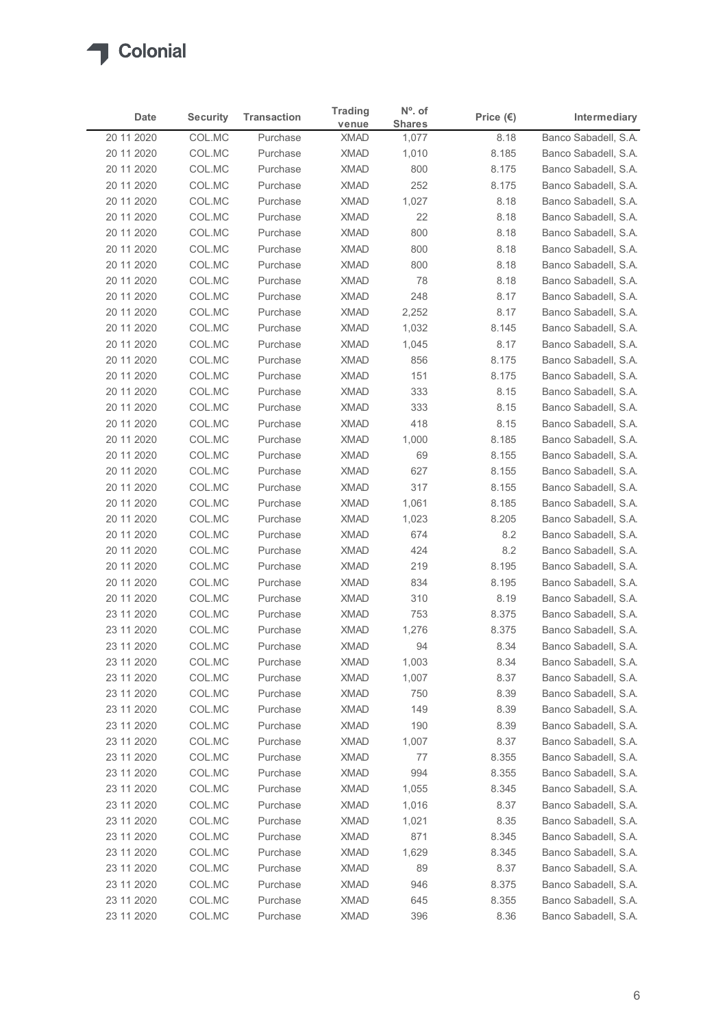Colonial

| Date | Security | Transaction | Trading venue | Nº. of Shares | Price (€) | Intermediary |
|---|---|---|---|---|---|---|
| 20 11 2020 | COL.MC | Purchase | XMAD | 1,077 | 8.18 | Banco Sabadell, S.A. |
| 20 11 2020 | COL.MC | Purchase | XMAD | 1,010 | 8.185 | Banco Sabadell, S.A. |
| 20 11 2020 | COL.MC | Purchase | XMAD | 800 | 8.175 | Banco Sabadell, S.A. |
| 20 11 2020 | COL.MC | Purchase | XMAD | 252 | 8.175 | Banco Sabadell, S.A. |
| 20 11 2020 | COL.MC | Purchase | XMAD | 1,027 | 8.18 | Banco Sabadell, S.A. |
| 20 11 2020 | COL.MC | Purchase | XMAD | 22 | 8.18 | Banco Sabadell, S.A. |
| 20 11 2020 | COL.MC | Purchase | XMAD | 800 | 8.18 | Banco Sabadell, S.A. |
| 20 11 2020 | COL.MC | Purchase | XMAD | 800 | 8.18 | Banco Sabadell, S.A. |
| 20 11 2020 | COL.MC | Purchase | XMAD | 800 | 8.18 | Banco Sabadell, S.A. |
| 20 11 2020 | COL.MC | Purchase | XMAD | 78 | 8.18 | Banco Sabadell, S.A. |
| 20 11 2020 | COL.MC | Purchase | XMAD | 248 | 8.17 | Banco Sabadell, S.A. |
| 20 11 2020 | COL.MC | Purchase | XMAD | 2,252 | 8.17 | Banco Sabadell, S.A. |
| 20 11 2020 | COL.MC | Purchase | XMAD | 1,032 | 8.145 | Banco Sabadell, S.A. |
| 20 11 2020 | COL.MC | Purchase | XMAD | 1,045 | 8.17 | Banco Sabadell, S.A. |
| 20 11 2020 | COL.MC | Purchase | XMAD | 856 | 8.175 | Banco Sabadell, S.A. |
| 20 11 2020 | COL.MC | Purchase | XMAD | 151 | 8.175 | Banco Sabadell, S.A. |
| 20 11 2020 | COL.MC | Purchase | XMAD | 333 | 8.15 | Banco Sabadell, S.A. |
| 20 11 2020 | COL.MC | Purchase | XMAD | 333 | 8.15 | Banco Sabadell, S.A. |
| 20 11 2020 | COL.MC | Purchase | XMAD | 418 | 8.15 | Banco Sabadell, S.A. |
| 20 11 2020 | COL.MC | Purchase | XMAD | 1,000 | 8.185 | Banco Sabadell, S.A. |
| 20 11 2020 | COL.MC | Purchase | XMAD | 69 | 8.155 | Banco Sabadell, S.A. |
| 20 11 2020 | COL.MC | Purchase | XMAD | 627 | 8.155 | Banco Sabadell, S.A. |
| 20 11 2020 | COL.MC | Purchase | XMAD | 317 | 8.155 | Banco Sabadell, S.A. |
| 20 11 2020 | COL.MC | Purchase | XMAD | 1,061 | 8.185 | Banco Sabadell, S.A. |
| 20 11 2020 | COL.MC | Purchase | XMAD | 1,023 | 8.205 | Banco Sabadell, S.A. |
| 20 11 2020 | COL.MC | Purchase | XMAD | 674 | 8.2 | Banco Sabadell, S.A. |
| 20 11 2020 | COL.MC | Purchase | XMAD | 424 | 8.2 | Banco Sabadell, S.A. |
| 20 11 2020 | COL.MC | Purchase | XMAD | 219 | 8.195 | Banco Sabadell, S.A. |
| 20 11 2020 | COL.MC | Purchase | XMAD | 834 | 8.195 | Banco Sabadell, S.A. |
| 20 11 2020 | COL.MC | Purchase | XMAD | 310 | 8.19 | Banco Sabadell, S.A. |
| 23 11 2020 | COL.MC | Purchase | XMAD | 753 | 8.375 | Banco Sabadell, S.A. |
| 23 11 2020 | COL.MC | Purchase | XMAD | 1,276 | 8.375 | Banco Sabadell, S.A. |
| 23 11 2020 | COL.MC | Purchase | XMAD | 94 | 8.34 | Banco Sabadell, S.A. |
| 23 11 2020 | COL.MC | Purchase | XMAD | 1,003 | 8.34 | Banco Sabadell, S.A. |
| 23 11 2020 | COL.MC | Purchase | XMAD | 1,007 | 8.37 | Banco Sabadell, S.A. |
| 23 11 2020 | COL.MC | Purchase | XMAD | 750 | 8.39 | Banco Sabadell, S.A. |
| 23 11 2020 | COL.MC | Purchase | XMAD | 149 | 8.39 | Banco Sabadell, S.A. |
| 23 11 2020 | COL.MC | Purchase | XMAD | 190 | 8.39 | Banco Sabadell, S.A. |
| 23 11 2020 | COL.MC | Purchase | XMAD | 1,007 | 8.37 | Banco Sabadell, S.A. |
| 23 11 2020 | COL.MC | Purchase | XMAD | 77 | 8.355 | Banco Sabadell, S.A. |
| 23 11 2020 | COL.MC | Purchase | XMAD | 994 | 8.355 | Banco Sabadell, S.A. |
| 23 11 2020 | COL.MC | Purchase | XMAD | 1,055 | 8.345 | Banco Sabadell, S.A. |
| 23 11 2020 | COL.MC | Purchase | XMAD | 1,016 | 8.37 | Banco Sabadell, S.A. |
| 23 11 2020 | COL.MC | Purchase | XMAD | 1,021 | 8.35 | Banco Sabadell, S.A. |
| 23 11 2020 | COL.MC | Purchase | XMAD | 871 | 8.345 | Banco Sabadell, S.A. |
| 23 11 2020 | COL.MC | Purchase | XMAD | 1,629 | 8.345 | Banco Sabadell, S.A. |
| 23 11 2020 | COL.MC | Purchase | XMAD | 89 | 8.37 | Banco Sabadell, S.A. |
| 23 11 2020 | COL.MC | Purchase | XMAD | 946 | 8.375 | Banco Sabadell, S.A. |
| 23 11 2020 | COL.MC | Purchase | XMAD | 645 | 8.355 | Banco Sabadell, S.A. |
| 23 11 2020 | COL.MC | Purchase | XMAD | 396 | 8.36 | Banco Sabadell, S.A. |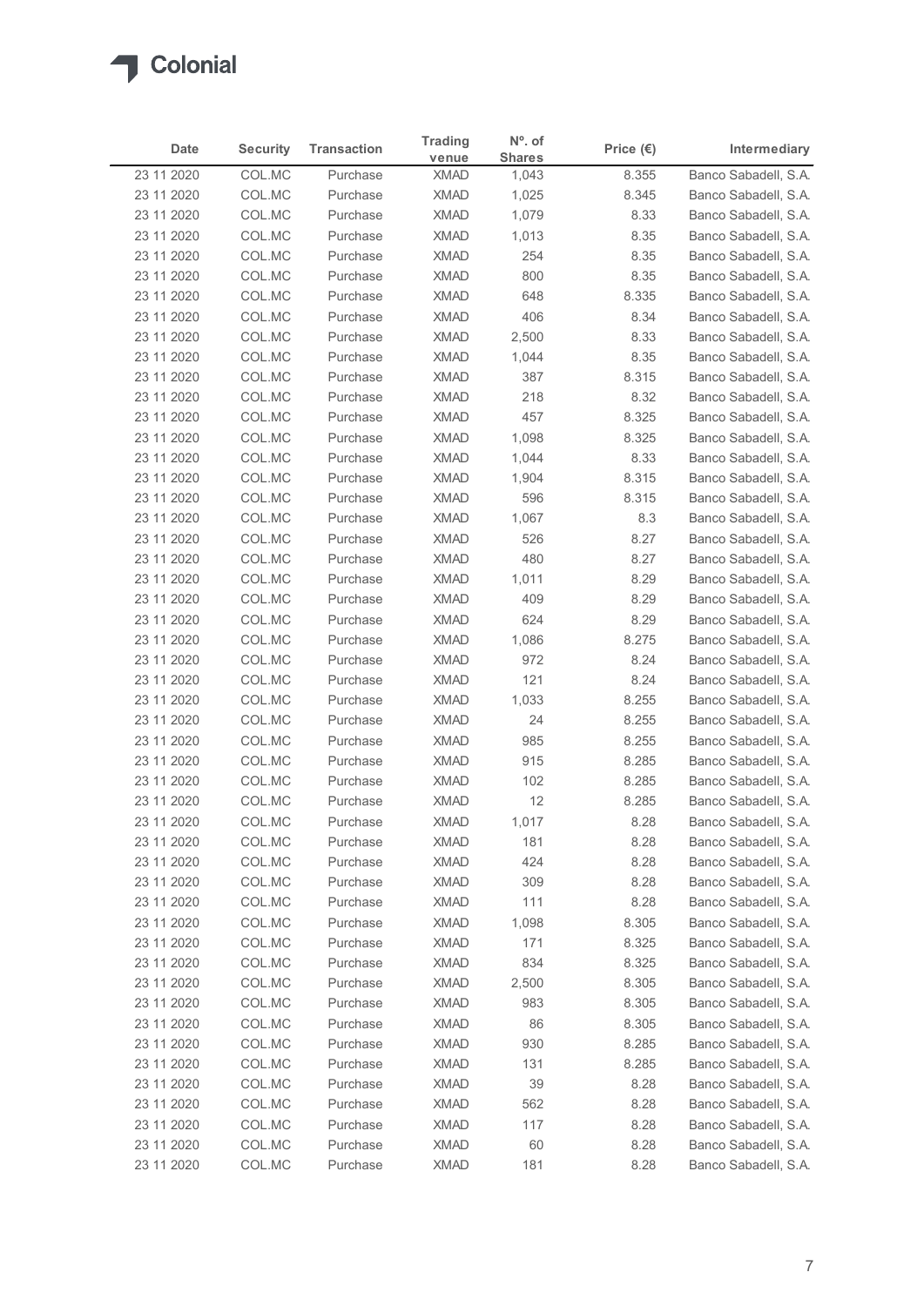| Date | Security | Transaction | Trading venue | Nº. of Shares | Price (€) | Intermediary |
|---|---|---|---|---|---|---|
| 23 11 2020 | COL.MC | Purchase | XMAD | 1,043 | 8.355 | Banco Sabadell, S.A. |
| 23 11 2020 | COL.MC | Purchase | XMAD | 1,025 | 8.345 | Banco Sabadell, S.A. |
| 23 11 2020 | COL.MC | Purchase | XMAD | 1,079 | 8.33 | Banco Sabadell, S.A. |
| 23 11 2020 | COL.MC | Purchase | XMAD | 1,013 | 8.35 | Banco Sabadell, S.A. |
| 23 11 2020 | COL.MC | Purchase | XMAD | 254 | 8.35 | Banco Sabadell, S.A. |
| 23 11 2020 | COL.MC | Purchase | XMAD | 800 | 8.35 | Banco Sabadell, S.A. |
| 23 11 2020 | COL.MC | Purchase | XMAD | 648 | 8.335 | Banco Sabadell, S.A. |
| 23 11 2020 | COL.MC | Purchase | XMAD | 406 | 8.34 | Banco Sabadell, S.A. |
| 23 11 2020 | COL.MC | Purchase | XMAD | 2,500 | 8.33 | Banco Sabadell, S.A. |
| 23 11 2020 | COL.MC | Purchase | XMAD | 1,044 | 8.35 | Banco Sabadell, S.A. |
| 23 11 2020 | COL.MC | Purchase | XMAD | 387 | 8.315 | Banco Sabadell, S.A. |
| 23 11 2020 | COL.MC | Purchase | XMAD | 218 | 8.32 | Banco Sabadell, S.A. |
| 23 11 2020 | COL.MC | Purchase | XMAD | 457 | 8.325 | Banco Sabadell, S.A. |
| 23 11 2020 | COL.MC | Purchase | XMAD | 1,098 | 8.325 | Banco Sabadell, S.A. |
| 23 11 2020 | COL.MC | Purchase | XMAD | 1,044 | 8.33 | Banco Sabadell, S.A. |
| 23 11 2020 | COL.MC | Purchase | XMAD | 1,904 | 8.315 | Banco Sabadell, S.A. |
| 23 11 2020 | COL.MC | Purchase | XMAD | 596 | 8.315 | Banco Sabadell, S.A. |
| 23 11 2020 | COL.MC | Purchase | XMAD | 1,067 | 8.3 | Banco Sabadell, S.A. |
| 23 11 2020 | COL.MC | Purchase | XMAD | 526 | 8.27 | Banco Sabadell, S.A. |
| 23 11 2020 | COL.MC | Purchase | XMAD | 480 | 8.27 | Banco Sabadell, S.A. |
| 23 11 2020 | COL.MC | Purchase | XMAD | 1,011 | 8.29 | Banco Sabadell, S.A. |
| 23 11 2020 | COL.MC | Purchase | XMAD | 409 | 8.29 | Banco Sabadell, S.A. |
| 23 11 2020 | COL.MC | Purchase | XMAD | 624 | 8.29 | Banco Sabadell, S.A. |
| 23 11 2020 | COL.MC | Purchase | XMAD | 1,086 | 8.275 | Banco Sabadell, S.A. |
| 23 11 2020 | COL.MC | Purchase | XMAD | 972 | 8.24 | Banco Sabadell, S.A. |
| 23 11 2020 | COL.MC | Purchase | XMAD | 121 | 8.24 | Banco Sabadell, S.A. |
| 23 11 2020 | COL.MC | Purchase | XMAD | 1,033 | 8.255 | Banco Sabadell, S.A. |
| 23 11 2020 | COL.MC | Purchase | XMAD | 24 | 8.255 | Banco Sabadell, S.A. |
| 23 11 2020 | COL.MC | Purchase | XMAD | 985 | 8.255 | Banco Sabadell, S.A. |
| 23 11 2020 | COL.MC | Purchase | XMAD | 915 | 8.285 | Banco Sabadell, S.A. |
| 23 11 2020 | COL.MC | Purchase | XMAD | 102 | 8.285 | Banco Sabadell, S.A. |
| 23 11 2020 | COL.MC | Purchase | XMAD | 12 | 8.285 | Banco Sabadell, S.A. |
| 23 11 2020 | COL.MC | Purchase | XMAD | 1,017 | 8.28 | Banco Sabadell, S.A. |
| 23 11 2020 | COL.MC | Purchase | XMAD | 181 | 8.28 | Banco Sabadell, S.A. |
| 23 11 2020 | COL.MC | Purchase | XMAD | 424 | 8.28 | Banco Sabadell, S.A. |
| 23 11 2020 | COL.MC | Purchase | XMAD | 309 | 8.28 | Banco Sabadell, S.A. |
| 23 11 2020 | COL.MC | Purchase | XMAD | 111 | 8.28 | Banco Sabadell, S.A. |
| 23 11 2020 | COL.MC | Purchase | XMAD | 1,098 | 8.305 | Banco Sabadell, S.A. |
| 23 11 2020 | COL.MC | Purchase | XMAD | 171 | 8.325 | Banco Sabadell, S.A. |
| 23 11 2020 | COL.MC | Purchase | XMAD | 834 | 8.325 | Banco Sabadell, S.A. |
| 23 11 2020 | COL.MC | Purchase | XMAD | 2,500 | 8.305 | Banco Sabadell, S.A. |
| 23 11 2020 | COL.MC | Purchase | XMAD | 983 | 8.305 | Banco Sabadell, S.A. |
| 23 11 2020 | COL.MC | Purchase | XMAD | 86 | 8.305 | Banco Sabadell, S.A. |
| 23 11 2020 | COL.MC | Purchase | XMAD | 930 | 8.285 | Banco Sabadell, S.A. |
| 23 11 2020 | COL.MC | Purchase | XMAD | 131 | 8.285 | Banco Sabadell, S.A. |
| 23 11 2020 | COL.MC | Purchase | XMAD | 39 | 8.28 | Banco Sabadell, S.A. |
| 23 11 2020 | COL.MC | Purchase | XMAD | 562 | 8.28 | Banco Sabadell, S.A. |
| 23 11 2020 | COL.MC | Purchase | XMAD | 117 | 8.28 | Banco Sabadell, S.A. |
| 23 11 2020 | COL.MC | Purchase | XMAD | 60 | 8.28 | Banco Sabadell, S.A. |
| 23 11 2020 | COL.MC | Purchase | XMAD | 181 | 8.28 | Banco Sabadell, S.A. |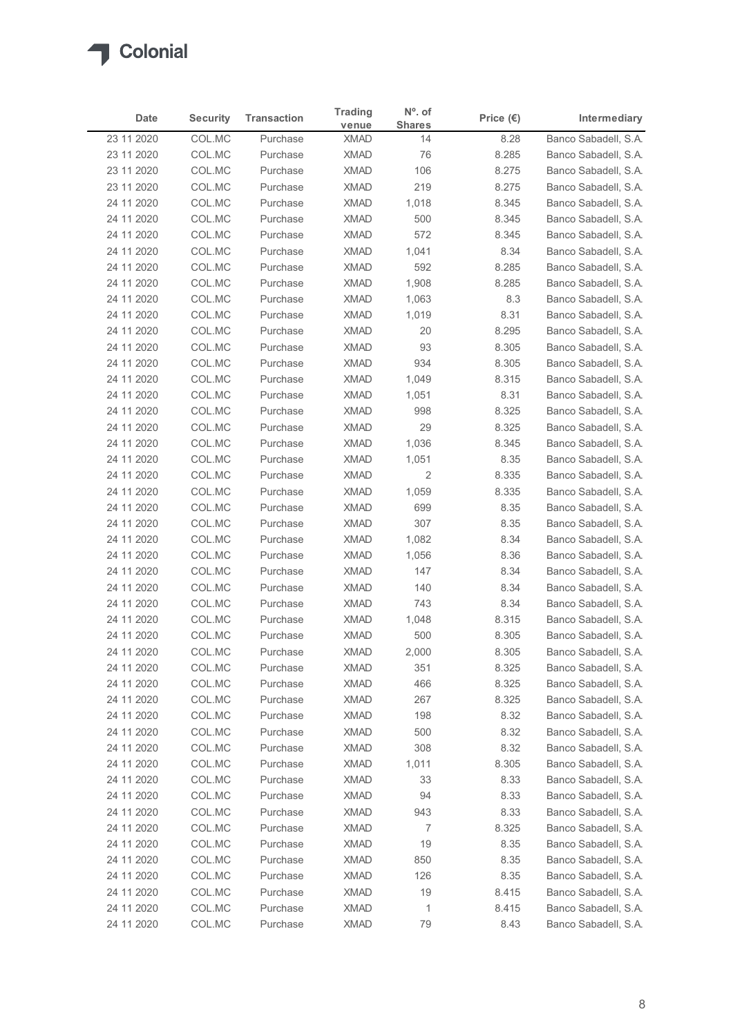Colonial

| Date | Security | Transaction | Trading venue | Nº. of Shares | Price (€) | Intermediary |
|---|---|---|---|---|---|---|
| 23 11 2020 | COL.MC | Purchase | XMAD | 14 | 8.28 | Banco Sabadell, S.A. |
| 23 11 2020 | COL.MC | Purchase | XMAD | 76 | 8.285 | Banco Sabadell, S.A. |
| 23 11 2020 | COL.MC | Purchase | XMAD | 106 | 8.275 | Banco Sabadell, S.A. |
| 23 11 2020 | COL.MC | Purchase | XMAD | 219 | 8.275 | Banco Sabadell, S.A. |
| 24 11 2020 | COL.MC | Purchase | XMAD | 1,018 | 8.345 | Banco Sabadell, S.A. |
| 24 11 2020 | COL.MC | Purchase | XMAD | 500 | 8.345 | Banco Sabadell, S.A. |
| 24 11 2020 | COL.MC | Purchase | XMAD | 572 | 8.345 | Banco Sabadell, S.A. |
| 24 11 2020 | COL.MC | Purchase | XMAD | 1,041 | 8.34 | Banco Sabadell, S.A. |
| 24 11 2020 | COL.MC | Purchase | XMAD | 592 | 8.285 | Banco Sabadell, S.A. |
| 24 11 2020 | COL.MC | Purchase | XMAD | 1,908 | 8.285 | Banco Sabadell, S.A. |
| 24 11 2020 | COL.MC | Purchase | XMAD | 1,063 | 8.3 | Banco Sabadell, S.A. |
| 24 11 2020 | COL.MC | Purchase | XMAD | 1,019 | 8.31 | Banco Sabadell, S.A. |
| 24 11 2020 | COL.MC | Purchase | XMAD | 20 | 8.295 | Banco Sabadell, S.A. |
| 24 11 2020 | COL.MC | Purchase | XMAD | 93 | 8.305 | Banco Sabadell, S.A. |
| 24 11 2020 | COL.MC | Purchase | XMAD | 934 | 8.305 | Banco Sabadell, S.A. |
| 24 11 2020 | COL.MC | Purchase | XMAD | 1,049 | 8.315 | Banco Sabadell, S.A. |
| 24 11 2020 | COL.MC | Purchase | XMAD | 1,051 | 8.31 | Banco Sabadell, S.A. |
| 24 11 2020 | COL.MC | Purchase | XMAD | 998 | 8.325 | Banco Sabadell, S.A. |
| 24 11 2020 | COL.MC | Purchase | XMAD | 29 | 8.325 | Banco Sabadell, S.A. |
| 24 11 2020 | COL.MC | Purchase | XMAD | 1,036 | 8.345 | Banco Sabadell, S.A. |
| 24 11 2020 | COL.MC | Purchase | XMAD | 1,051 | 8.35 | Banco Sabadell, S.A. |
| 24 11 2020 | COL.MC | Purchase | XMAD | 2 | 8.335 | Banco Sabadell, S.A. |
| 24 11 2020 | COL.MC | Purchase | XMAD | 1,059 | 8.335 | Banco Sabadell, S.A. |
| 24 11 2020 | COL.MC | Purchase | XMAD | 699 | 8.35 | Banco Sabadell, S.A. |
| 24 11 2020 | COL.MC | Purchase | XMAD | 307 | 8.35 | Banco Sabadell, S.A. |
| 24 11 2020 | COL.MC | Purchase | XMAD | 1,082 | 8.34 | Banco Sabadell, S.A. |
| 24 11 2020 | COL.MC | Purchase | XMAD | 1,056 | 8.36 | Banco Sabadell, S.A. |
| 24 11 2020 | COL.MC | Purchase | XMAD | 147 | 8.34 | Banco Sabadell, S.A. |
| 24 11 2020 | COL.MC | Purchase | XMAD | 140 | 8.34 | Banco Sabadell, S.A. |
| 24 11 2020 | COL.MC | Purchase | XMAD | 743 | 8.34 | Banco Sabadell, S.A. |
| 24 11 2020 | COL.MC | Purchase | XMAD | 1,048 | 8.315 | Banco Sabadell, S.A. |
| 24 11 2020 | COL.MC | Purchase | XMAD | 500 | 8.305 | Banco Sabadell, S.A. |
| 24 11 2020 | COL.MC | Purchase | XMAD | 2,000 | 8.305 | Banco Sabadell, S.A. |
| 24 11 2020 | COL.MC | Purchase | XMAD | 351 | 8.325 | Banco Sabadell, S.A. |
| 24 11 2020 | COL.MC | Purchase | XMAD | 466 | 8.325 | Banco Sabadell, S.A. |
| 24 11 2020 | COL.MC | Purchase | XMAD | 267 | 8.325 | Banco Sabadell, S.A. |
| 24 11 2020 | COL.MC | Purchase | XMAD | 198 | 8.32 | Banco Sabadell, S.A. |
| 24 11 2020 | COL.MC | Purchase | XMAD | 500 | 8.32 | Banco Sabadell, S.A. |
| 24 11 2020 | COL.MC | Purchase | XMAD | 308 | 8.32 | Banco Sabadell, S.A. |
| 24 11 2020 | COL.MC | Purchase | XMAD | 1,011 | 8.305 | Banco Sabadell, S.A. |
| 24 11 2020 | COL.MC | Purchase | XMAD | 33 | 8.33 | Banco Sabadell, S.A. |
| 24 11 2020 | COL.MC | Purchase | XMAD | 94 | 8.33 | Banco Sabadell, S.A. |
| 24 11 2020 | COL.MC | Purchase | XMAD | 943 | 8.33 | Banco Sabadell, S.A. |
| 24 11 2020 | COL.MC | Purchase | XMAD | 7 | 8.325 | Banco Sabadell, S.A. |
| 24 11 2020 | COL.MC | Purchase | XMAD | 19 | 8.35 | Banco Sabadell, S.A. |
| 24 11 2020 | COL.MC | Purchase | XMAD | 850 | 8.35 | Banco Sabadell, S.A. |
| 24 11 2020 | COL.MC | Purchase | XMAD | 126 | 8.35 | Banco Sabadell, S.A. |
| 24 11 2020 | COL.MC | Purchase | XMAD | 19 | 8.415 | Banco Sabadell, S.A. |
| 24 11 2020 | COL.MC | Purchase | XMAD | 1 | 8.415 | Banco Sabadell, S.A. |
| 24 11 2020 | COL.MC | Purchase | XMAD | 79 | 8.43 | Banco Sabadell, S.A. |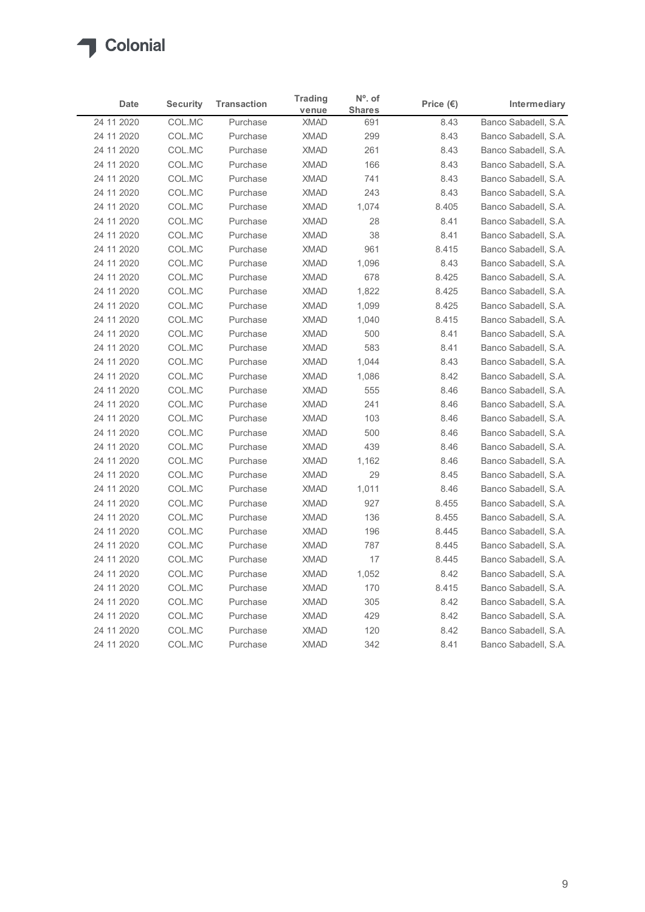| Date | Security | Transaction | Trading venue | Nº. of Shares | Price (€) | Intermediary |
|---|---|---|---|---|---|---|
| 24 11 2020 | COL.MC | Purchase | XMAD | 691 | 8.43 | Banco Sabadell, S.A. |
| 24 11 2020 | COL.MC | Purchase | XMAD | 299 | 8.43 | Banco Sabadell, S.A. |
| 24 11 2020 | COL.MC | Purchase | XMAD | 261 | 8.43 | Banco Sabadell, S.A. |
| 24 11 2020 | COL.MC | Purchase | XMAD | 166 | 8.43 | Banco Sabadell, S.A. |
| 24 11 2020 | COL.MC | Purchase | XMAD | 741 | 8.43 | Banco Sabadell, S.A. |
| 24 11 2020 | COL.MC | Purchase | XMAD | 243 | 8.43 | Banco Sabadell, S.A. |
| 24 11 2020 | COL.MC | Purchase | XMAD | 1,074 | 8.405 | Banco Sabadell, S.A. |
| 24 11 2020 | COL.MC | Purchase | XMAD | 28 | 8.41 | Banco Sabadell, S.A. |
| 24 11 2020 | COL.MC | Purchase | XMAD | 38 | 8.41 | Banco Sabadell, S.A. |
| 24 11 2020 | COL.MC | Purchase | XMAD | 961 | 8.415 | Banco Sabadell, S.A. |
| 24 11 2020 | COL.MC | Purchase | XMAD | 1,096 | 8.43 | Banco Sabadell, S.A. |
| 24 11 2020 | COL.MC | Purchase | XMAD | 678 | 8.425 | Banco Sabadell, S.A. |
| 24 11 2020 | COL.MC | Purchase | XMAD | 1,822 | 8.425 | Banco Sabadell, S.A. |
| 24 11 2020 | COL.MC | Purchase | XMAD | 1,099 | 8.425 | Banco Sabadell, S.A. |
| 24 11 2020 | COL.MC | Purchase | XMAD | 1,040 | 8.415 | Banco Sabadell, S.A. |
| 24 11 2020 | COL.MC | Purchase | XMAD | 500 | 8.41 | Banco Sabadell, S.A. |
| 24 11 2020 | COL.MC | Purchase | XMAD | 583 | 8.41 | Banco Sabadell, S.A. |
| 24 11 2020 | COL.MC | Purchase | XMAD | 1,044 | 8.43 | Banco Sabadell, S.A. |
| 24 11 2020 | COL.MC | Purchase | XMAD | 1,086 | 8.42 | Banco Sabadell, S.A. |
| 24 11 2020 | COL.MC | Purchase | XMAD | 555 | 8.46 | Banco Sabadell, S.A. |
| 24 11 2020 | COL.MC | Purchase | XMAD | 241 | 8.46 | Banco Sabadell, S.A. |
| 24 11 2020 | COL.MC | Purchase | XMAD | 103 | 8.46 | Banco Sabadell, S.A. |
| 24 11 2020 | COL.MC | Purchase | XMAD | 500 | 8.46 | Banco Sabadell, S.A. |
| 24 11 2020 | COL.MC | Purchase | XMAD | 439 | 8.46 | Banco Sabadell, S.A. |
| 24 11 2020 | COL.MC | Purchase | XMAD | 1,162 | 8.46 | Banco Sabadell, S.A. |
| 24 11 2020 | COL.MC | Purchase | XMAD | 29 | 8.45 | Banco Sabadell, S.A. |
| 24 11 2020 | COL.MC | Purchase | XMAD | 1,011 | 8.46 | Banco Sabadell, S.A. |
| 24 11 2020 | COL.MC | Purchase | XMAD | 927 | 8.455 | Banco Sabadell, S.A. |
| 24 11 2020 | COL.MC | Purchase | XMAD | 136 | 8.455 | Banco Sabadell, S.A. |
| 24 11 2020 | COL.MC | Purchase | XMAD | 196 | 8.445 | Banco Sabadell, S.A. |
| 24 11 2020 | COL.MC | Purchase | XMAD | 787 | 8.445 | Banco Sabadell, S.A. |
| 24 11 2020 | COL.MC | Purchase | XMAD | 17 | 8.445 | Banco Sabadell, S.A. |
| 24 11 2020 | COL.MC | Purchase | XMAD | 1,052 | 8.42 | Banco Sabadell, S.A. |
| 24 11 2020 | COL.MC | Purchase | XMAD | 170 | 8.415 | Banco Sabadell, S.A. |
| 24 11 2020 | COL.MC | Purchase | XMAD | 305 | 8.42 | Banco Sabadell, S.A. |
| 24 11 2020 | COL.MC | Purchase | XMAD | 429 | 8.42 | Banco Sabadell, S.A. |
| 24 11 2020 | COL.MC | Purchase | XMAD | 120 | 8.42 | Banco Sabadell, S.A. |
| 24 11 2020 | COL.MC | Purchase | XMAD | 342 | 8.41 | Banco Sabadell, S.A. |